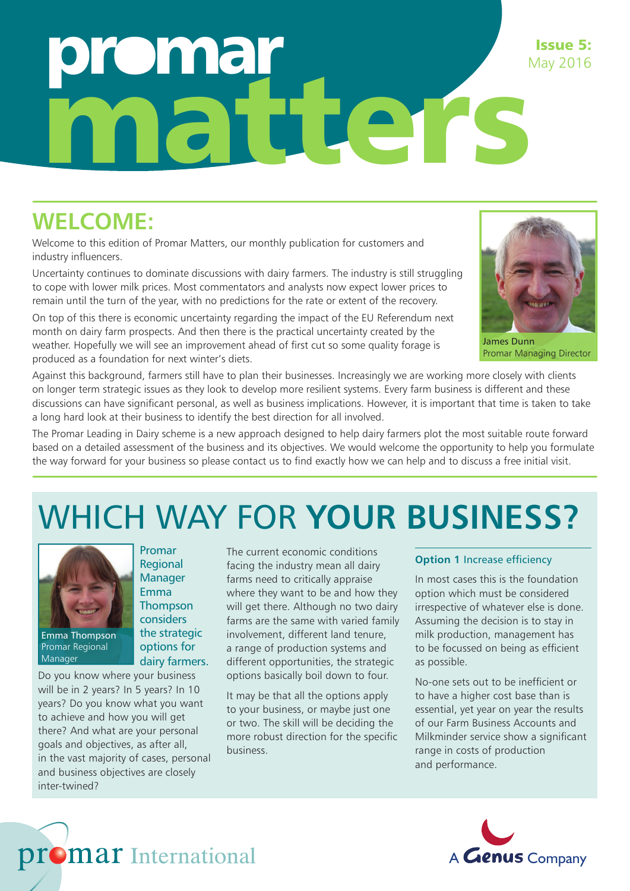# promar matters

**Issue 5:** May 2016

## WELCOME:

Welcome to this edition of Promar Matters, our monthly publication for customers and industry influencers.

Uncertainty continues to dominate discussions with dairy farmers. The industry is still struggling to cope with lower milk prices. Most commentators and analysts now expect lower prices to remain until the turn of the year, with no predictions for the rate or extent of the recovery.

On top of this there is economic uncertainty regarding the impact of the EU Referendum next month on dairy farm prospects. And then there is the practical uncertainty created by the weather. Hopefully we will see an improvement ahead of first cut so some quality forage is produced as a foundation for next winter's diets.

James Dunn
Promar Managing Director

Against this background, farmers still have to plan their businesses. Increasingly we are working more closely with clients on longer term strategic issues as they look to develop more resilient systems. Every farm business is different and these discussions can have significant personal, as well as business implications. However, it is important that time is taken to take a long hard look at their business to identify the best direction for all involved.

The Promar Leading in Dairy scheme is a new approach designed to help dairy farmers plot the most suitable route forward based on a detailed assessment of the business and its objectives. We would welcome the opportunity to help you formulate the way forward for your business so please contact us to find exactly how we can help and to discuss a free initial visit.

## WHICH WAY FOR **YOUR BUSINESS?**

Emma Thompson
Promar Regional Manager

Promar Regional Manager Emma Thompson considers the strategic options for dairy farmers.

Do you know where your business will be in 2 years? In 5 years? In 10 years? Do you know what you want to achieve and how you will get there? And what are your personal goals and objectives, as after all, in the vast majority of cases, personal and business objectives are closely inter-twined?

The current economic conditions facing the industry mean all dairy farms need to critically appraise where they want to be and how they will get there. Although no two dairy farms are the same with varied family involvement, different land tenure, a range of production systems and different opportunities, the strategic options basically boil down to four.

It may be that all the options apply to your business, or maybe just one or two. The skill will be deciding the more robust direction for the specific business.

### **Option 1** Increase efficiency

In most cases this is the foundation option which must be considered irrespective of whatever else is done. Assuming the decision is to stay in milk production, management has to be focussed on being as efficient as possible.

No-one sets out to be inefficient or to have a higher cost base than is essential, yet year on year the results of our Farm Business Accounts and Milkminder service show a significant range in costs of production and performance.

promar International

A Genus Company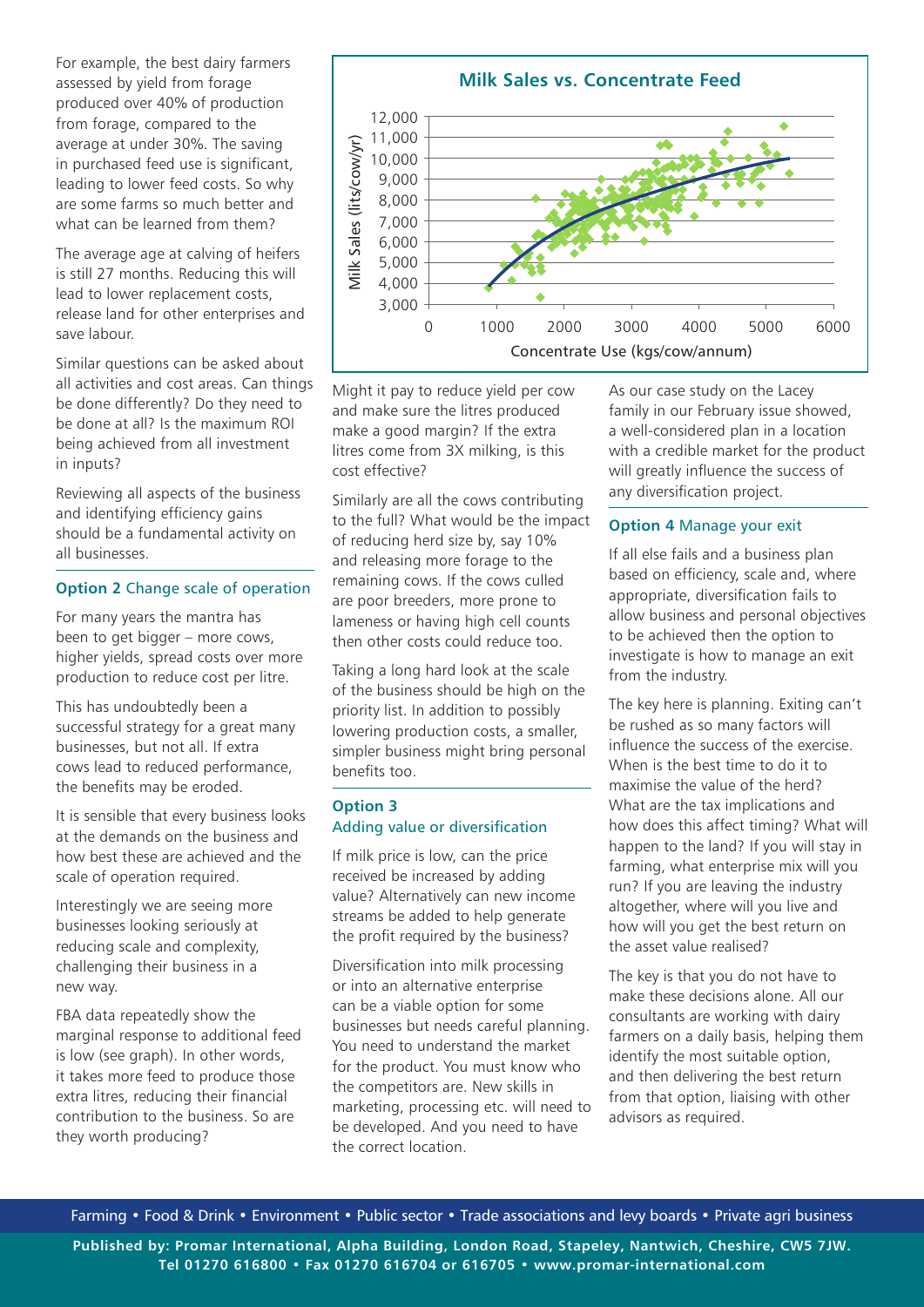For example, the best dairy farmers assessed by yield from forage produced over 40% of production from forage, compared to the average at under 30%. The saving in purchased feed use is significant, leading to lower feed costs. So why are some farms so much better and what can be learned from them?

The average age at calving of heifers is still 27 months. Reducing this will lead to lower replacement costs, release land for other enterprises and save labour.

Similar questions can be asked about all activities and cost areas. Can things be done differently? Do they need to be done at all? Is the maximum ROI being achieved from all investment in inputs?

Reviewing all aspects of the business and identifying efficiency gains should be a fundamental activity on all businesses.

## Option 2 Change scale of operation

For many years the mantra has been to get bigger – more cows, higher yields, spread costs over more production to reduce cost per litre.

This has undoubtedly been a successful strategy for a great many businesses, but not all. If extra cows lead to reduced performance, the benefits may be eroded.

It is sensible that every business looks at the demands on the business and how best these are achieved and the scale of operation required.

Interestingly we are seeing more businesses looking seriously at reducing scale and complexity, challenging their business in a new way.

FBA data repeatedly show the marginal response to additional feed is low (see graph). In other words, it takes more feed to produce those extra litres, reducing their financial contribution to the business. So are they worth producing?

Milk Sales vs. Concentrate Feed

Milk Sales (lits/cow/yr)

12,000
11,000
10,000
9,000
8,000
7,000
6,000
5,000
4,000
3,000

0 1000 2000 3000 4000 5000 6000

Concentrate Use (kgs/cow/annum)

Might it pay to reduce yield per cow and make sure the litres produced make a good margin? If the extra litres come from 3X milking, is this cost effective?

Similarly are all the cows contributing to the full? What would be the impact of reducing herd size by, say 10% and releasing more forage to the remaining cows. If the cows culled are poor breeders, more prone to lameness or having high cell counts then other costs could reduce too.

Taking a long hard look at the scale of the business should be high on the priority list. In addition to possibly lowering production costs, a smaller, simpler business might bring personal benefits too.

## Option 3 Adding value or diversification

If milk price is low, can the price received be increased by adding value? Alternatively can new income streams be added to help generate the profit required by the business?

Diversification into milk processing or into an alternative enterprise can be a viable option for some businesses but needs careful planning. You need to understand the market for the product. You must know who the competitors are. New skills in marketing, processing etc. will need to be developed. And you need to have the correct location.

As our case study on the Lacey family in our February issue showed, a well-considered plan in a location with a credible market for the product will greatly influence the success of any diversification project.

## Option 4 Manage your exit

If all else fails and a business plan based on efficiency, scale and, where appropriate, diversification fails to allow business and personal objectives to be achieved then the option to investigate is how to manage an exit from the industry.

The key here is planning. Exiting can't be rushed as so many factors will influence the success of the exercise. When is the best time to do it to maximise the value of the herd? What are the tax implications and how does this affect timing? What will happen to the land? If you will stay in farming, what enterprise mix will you run? If you are leaving the industry altogether, where will you live and how will you get the best return on the asset value realised?

The key is that you do not have to make these decisions alone. All our consultants are working with dairy farmers on a daily basis, helping them identify the most suitable option, and then delivering the best return from that option, liaising with other advisors as required.

Farming • Food & Drink • Environment • Public sector • Trade associations and levy boards • Private agri business

**Published by: Promar International, Alpha Building, London Road, Stapeley, Nantwich, Cheshire, CW5 7JW. Tel 01270 616800 • Fax 01270 616704 or 616705 • www.promar-international.com**